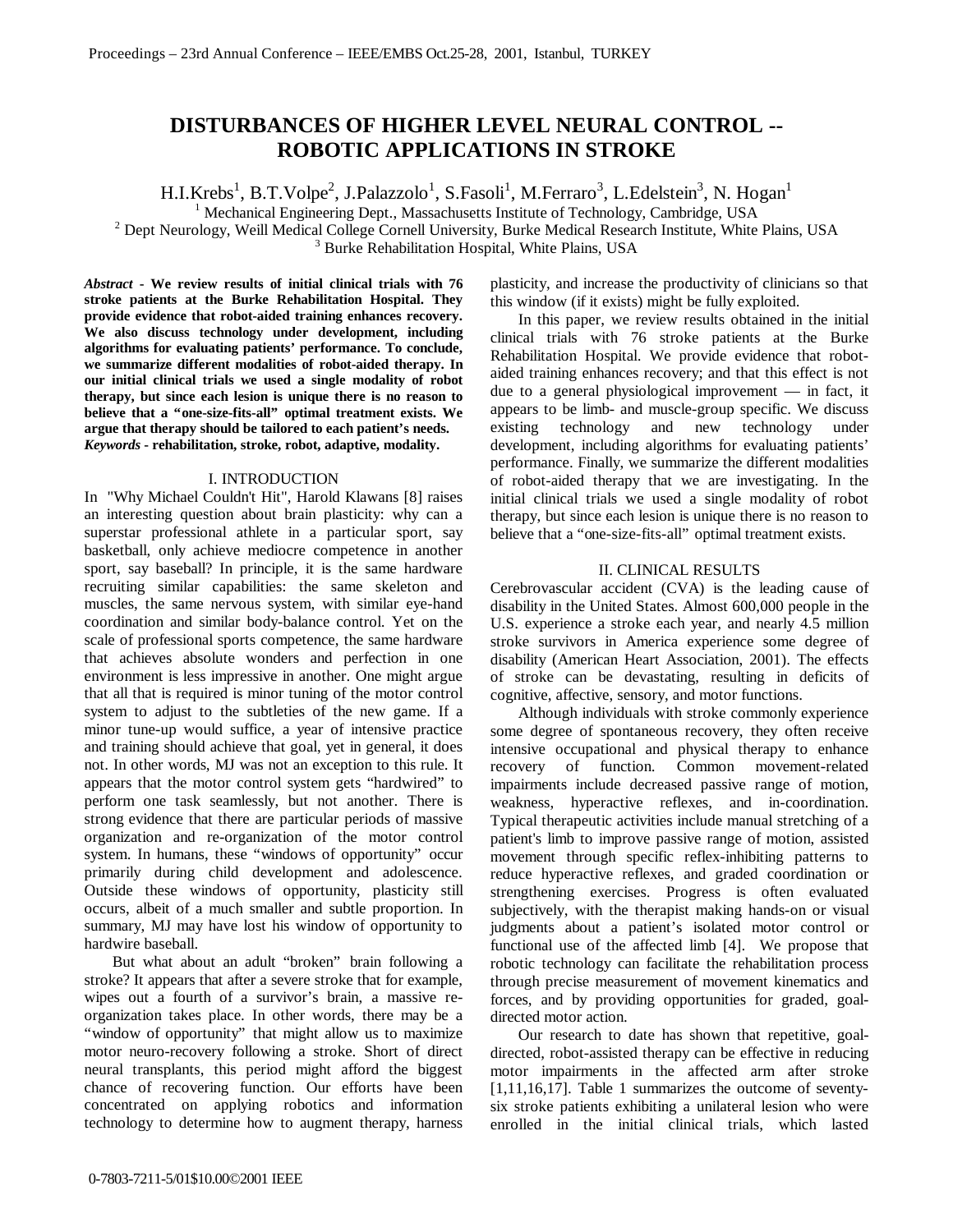# DISTURBANCES OF HIGHER LEVEL NEURAL CONTROL -- ROBOTIC APPLICATIONS IN STROKE

H.I.Krebs[1], B.T.Volpe[2], J.Palazzolo[1], S.Fasoli[1], M.Ferraro[3], L.Edelstein[3], N. Hogan[1]

[1] Mechanical Engineering Dept., Massachusetts Institute of Technology, Cambridge, USA
[2] Dept Neurology, Weill Medical College Cornell University, Burke Medical Research Institute, White Plains, USA
[3] Burke Rehabilitation Hospital, White Plains, USA

***Abstract* - We review results of initial clinical trials with 76 stroke patients at the Burke Rehabilitation Hospital. They provide evidence that robot-aided training enhances recovery. We also discuss technology under development, including algorithms for evaluating patients' performance. To conclude, we summarize different modalities of robot-aided therapy. In our initial clinical trials we used a single modality of robot therapy, but since each lesion is unique there is no reason to believe that a "one-size-fits-all" optimal treatment exists. We argue that therapy should be tailored to each patient's needs.**

***Keywords* - rehabilitation, stroke, robot, adaptive, modality.**

## I. INTRODUCTION

In "Why Michael Couldn't Hit", Harold Klawans [8] raises an interesting question about brain plasticity: why can a superstar professional athlete in a particular sport, say basketball, only achieve mediocre competence in another sport, say baseball? In principle, it is the same hardware recruiting similar capabilities: the same skeleton and muscles, the same nervous system, with similar eye-hand coordination and similar body-balance control. Yet on the scale of professional sports competence, the same hardware that achieves absolute wonders and perfection in one environment is less impressive in another. One might argue that all that is required is minor tuning of the motor control system to adjust to the subtleties of the new game. If a minor tune-up would suffice, a year of intensive practice and training should achieve that goal, yet in general, it does not. In other words, MJ was not an exception to this rule. It appears that the motor control system gets "hardwired" to perform one task seamlessly, but not another. There is strong evidence that there are particular periods of massive organization and re-organization of the motor control system. In humans, these "windows of opportunity" occur primarily during child development and adolescence. Outside these windows of opportunity, plasticity still occurs, albeit of a much smaller and subtle proportion. In summary, MJ may have lost his window of opportunity to hardwire baseball.

But what about an adult "broken" brain following a stroke? It appears that after a severe stroke that for example, wipes out a fourth of a survivor's brain, a massive re-organization takes place. In other words, there may be a "window of opportunity" that might allow us to maximize motor neuro-recovery following a stroke. Short of direct neural transplants, this period might afford the biggest chance of recovering function. Our efforts have been concentrated on applying robotics and information technology to determine how to augment therapy, harness plasticity, and increase the productivity of clinicians so that this window (if it exists) might be fully exploited.

In this paper, we review results obtained in the initial clinical trials with 76 stroke patients at the Burke Rehabilitation Hospital. We provide evidence that robot-aided training enhances recovery; and that this effect is not due to a general physiological improvement — in fact, it appears to be limb- and muscle-group specific. We discuss existing technology and new technology under development, including algorithms for evaluating patients' performance. Finally, we summarize the different modalities of robot-aided therapy that we are investigating. In the initial clinical trials we used a single modality of robot therapy, but since each lesion is unique there is no reason to believe that a "one-size-fits-all" optimal treatment exists.

## II. CLINICAL RESULTS

Cerebrovascular accident (CVA) is the leading cause of disability in the United States. Almost 600,000 people in the U.S. experience a stroke each year, and nearly 4.5 million stroke survivors in America experience some degree of disability (American Heart Association, 2001). The effects of stroke can be devastating, resulting in deficits of cognitive, affective, sensory, and motor functions.

Although individuals with stroke commonly experience some degree of spontaneous recovery, they often receive intensive occupational and physical therapy to enhance recovery of function. Common movement-related impairments include decreased passive range of motion, weakness, hyperactive reflexes, and in-coordination. Typical therapeutic activities include manual stretching of a patient's limb to improve passive range of motion, assisted movement through specific reflex-inhibiting patterns to reduce hyperactive reflexes, and graded coordination or strengthening exercises. Progress is often evaluated subjectively, with the therapist making hands-on or visual judgments about a patient's isolated motor control or functional use of the affected limb [4]. We propose that robotic technology can facilitate the rehabilitation process through precise measurement of movement kinematics and forces, and by providing opportunities for graded, goal-directed motor action.

Our research to date has shown that repetitive, goal-directed, robot-assisted therapy can be effective in reducing motor impairments in the affected arm after stroke [1,11,16,17]. Table 1 summarizes the outcome of seventy-six stroke patients exhibiting a unilateral lesion who were enrolled in the initial clinical trials, which lasted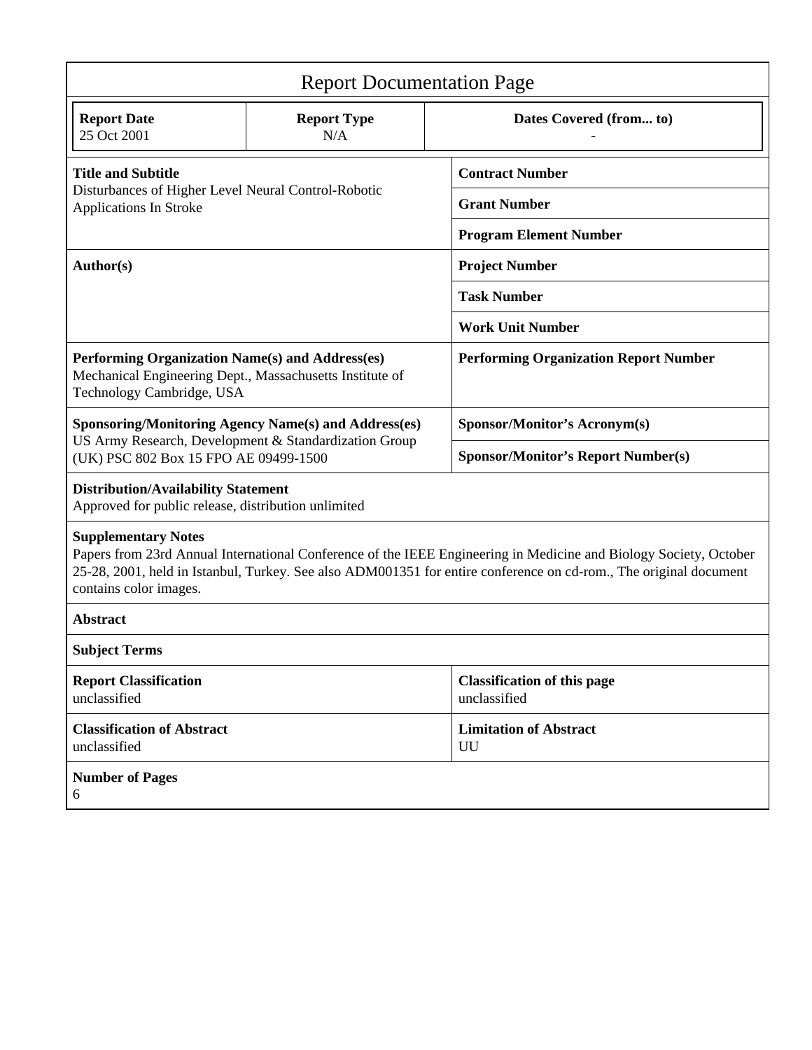# Report Documentation Page

| Report Date | Report Type | Dates Covered (from... to) |
|---|---|---|
| 25 Oct 2001 | N/A | - |

| | |
|---|---|
| **Title and Subtitle**<br>Disturbances of Higher Level Neural Control-Robotic Applications In Stroke | **Contract Number** |
| | **Grant Number** |
| | **Program Element Number** |
| **Author(s)** | **Project Number** |
| | **Task Number** |
| | **Work Unit Number** |
| **Performing Organization Name(s) and Address(es)**<br>Mechanical Engineering Dept., Massachusetts Institute of Technology Cambridge, USA | **Performing Organization Report Number** |
| **Sponsoring/Monitoring Agency Name(s) and Address(es)**<br>US Army Research, Development & Standardization Group (UK) PSC 802 Box 15 FPO AE 09499-1500 | **Sponsor/Monitor's Acronym(s)** |
| | **Sponsor/Monitor's Report Number(s)** |

**Distribution/Availability Statement**
Approved for public release, distribution unlimited

**Supplementary Notes**
Papers from 23rd Annual International Conference of the IEEE Engineering in Medicine and Biology Society, October 25-28, 2001, held in Istanbul, Turkey. See also ADM001351 for entire conference on cd-rom., The original document contains color images.

**Abstract**

**Subject Terms**

| | |
|---|---|
| **Report Classification**<br>unclassified | **Classification of this page**<br>unclassified |
| **Classification of Abstract**<br>unclassified | **Limitation of Abstract**<br>UU |

**Number of Pages**
6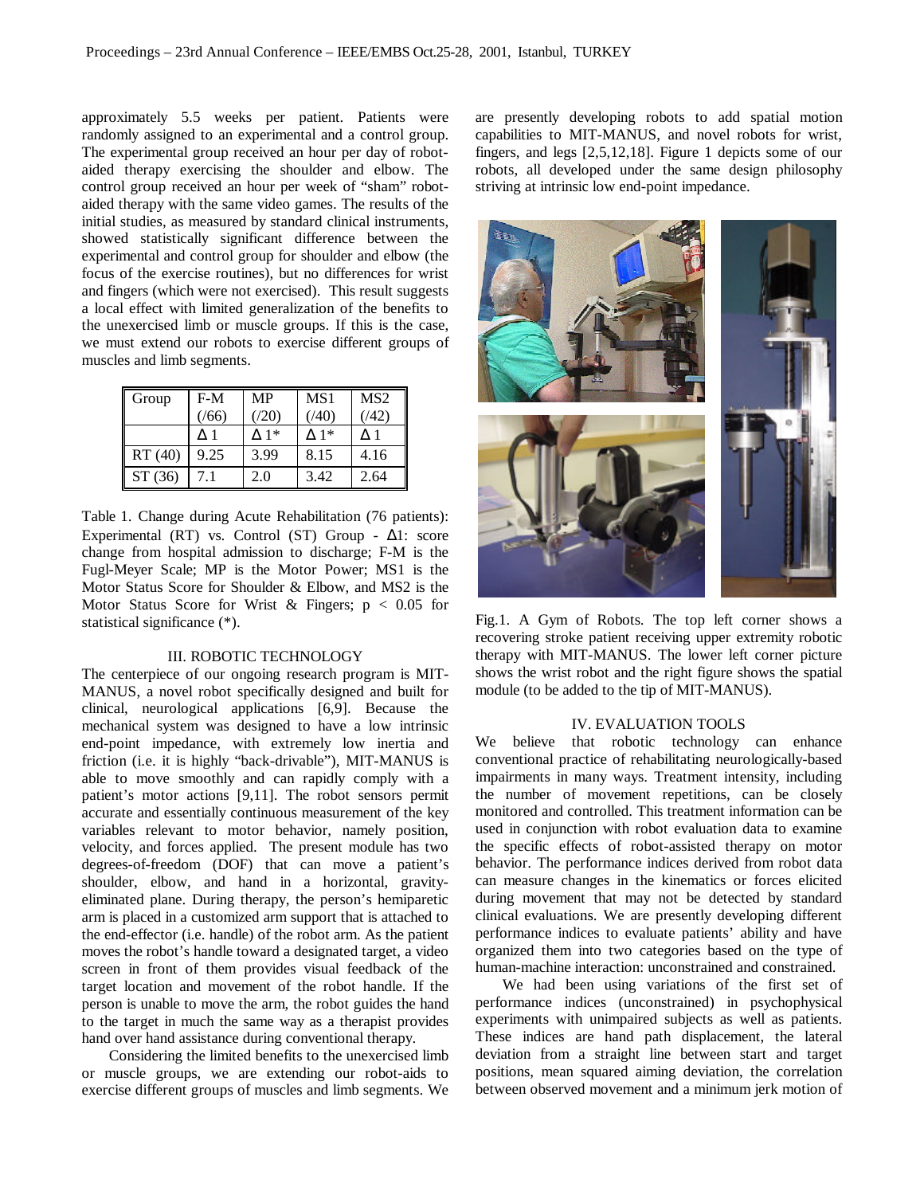approximately 5.5 weeks per patient. Patients were randomly assigned to an experimental and a control group. The experimental group received an hour per day of robot-aided therapy exercising the shoulder and elbow. The control group received an hour per week of "sham" robot-aided therapy with the same video games. The results of the initial studies, as measured by standard clinical instruments, showed statistically significant difference between the experimental and control group for shoulder and elbow (the focus of the exercise routines), but no differences for wrist and fingers (which were not exercised). This result suggests a local effect with limited generalization of the benefits to the unexercised limb or muscle groups. If this is the case, we must extend our robots to exercise different groups of muscles and limb segments.

| Group | F-M (/66) | MP (/20) | MS1 (/40) | MS2 (/42) |
|---|---|---|---|---|
| | Δ 1 | Δ 1* | Δ 1* | Δ 1 |
| RT (40) | 9.25 | 3.99 | 8.15 | 4.16 |
| ST (36) | 7.1 | 2.0 | 3.42 | 2.64 |

Table 1. Change during Acute Rehabilitation (76 patients): Experimental (RT) vs. Control (ST) Group - Δ1: score change from hospital admission to discharge; F-M is the Fugl-Meyer Scale; MP is the Motor Power; MS1 is the Motor Status Score for Shoulder & Elbow, and MS2 is the Motor Status Score for Wrist & Fingers; $p < 0.05$ for statistical significance (*).

## III. ROBOTIC TECHNOLOGY

The centerpiece of our ongoing research program is MIT-MANUS, a novel robot specifically designed and built for clinical, neurological applications [6,9]. Because the mechanical system was designed to have a low intrinsic end-point impedance, with extremely low inertia and friction (i.e. it is highly "back-drivable"), MIT-MANUS is able to move smoothly and can rapidly comply with a patient's motor actions [9,11]. The robot sensors permit accurate and essentially continuous measurement of the key variables relevant to motor behavior, namely position, velocity, and forces applied. The present module has two degrees-of-freedom (DOF) that can move a patient's shoulder, elbow, and hand in a horizontal, gravity-eliminated plane. During therapy, the person's hemiparetic arm is placed in a customized arm support that is attached to the end-effector (i.e. handle) of the robot arm. As the patient moves the robot's handle toward a designated target, a video screen in front of them provides visual feedback of the target location and movement of the robot handle. If the person is unable to move the arm, the robot guides the hand to the target in much the same way as a therapist provides hand over hand assistance during conventional therapy.

Considering the limited benefits to the unexercised limb or muscle groups, we are extending our robot-aids to exercise different groups of muscles and limb segments. We are presently developing robots to add spatial motion capabilities to MIT-MANUS, and novel robots for wrist, fingers, and legs [2,5,12,18]. Figure 1 depicts some of our robots, all developed under the same design philosophy striving at intrinsic low end-point impedance.

Fig.1. A Gym of Robots. The top left corner shows a recovering stroke patient receiving upper extremity robotic therapy with MIT-MANUS. The lower left corner picture shows the wrist robot and the right figure shows the spatial module (to be added to the tip of MIT-MANUS).

## IV. EVALUATION TOOLS

We believe that robotic technology can enhance conventional practice of rehabilitating neurologically-based impairments in many ways. Treatment intensity, including the number of movement repetitions, can be closely monitored and controlled. This treatment information can be used in conjunction with robot evaluation data to examine the specific effects of robot-assisted therapy on motor behavior. The performance indices derived from robot data can measure changes in the kinematics or forces elicited during movement that may not be detected by standard clinical evaluations. We are presently developing different performance indices to evaluate patients' ability and have organized them into two categories based on the type of human-machine interaction: unconstrained and constrained.

We had been using variations of the first set of performance indices (unconstrained) in psychophysical experiments with unimpaired subjects as well as patients. These indices are hand path displacement, the lateral deviation from a straight line between start and target positions, mean squared aiming deviation, the correlation between observed movement and a minimum jerk motion of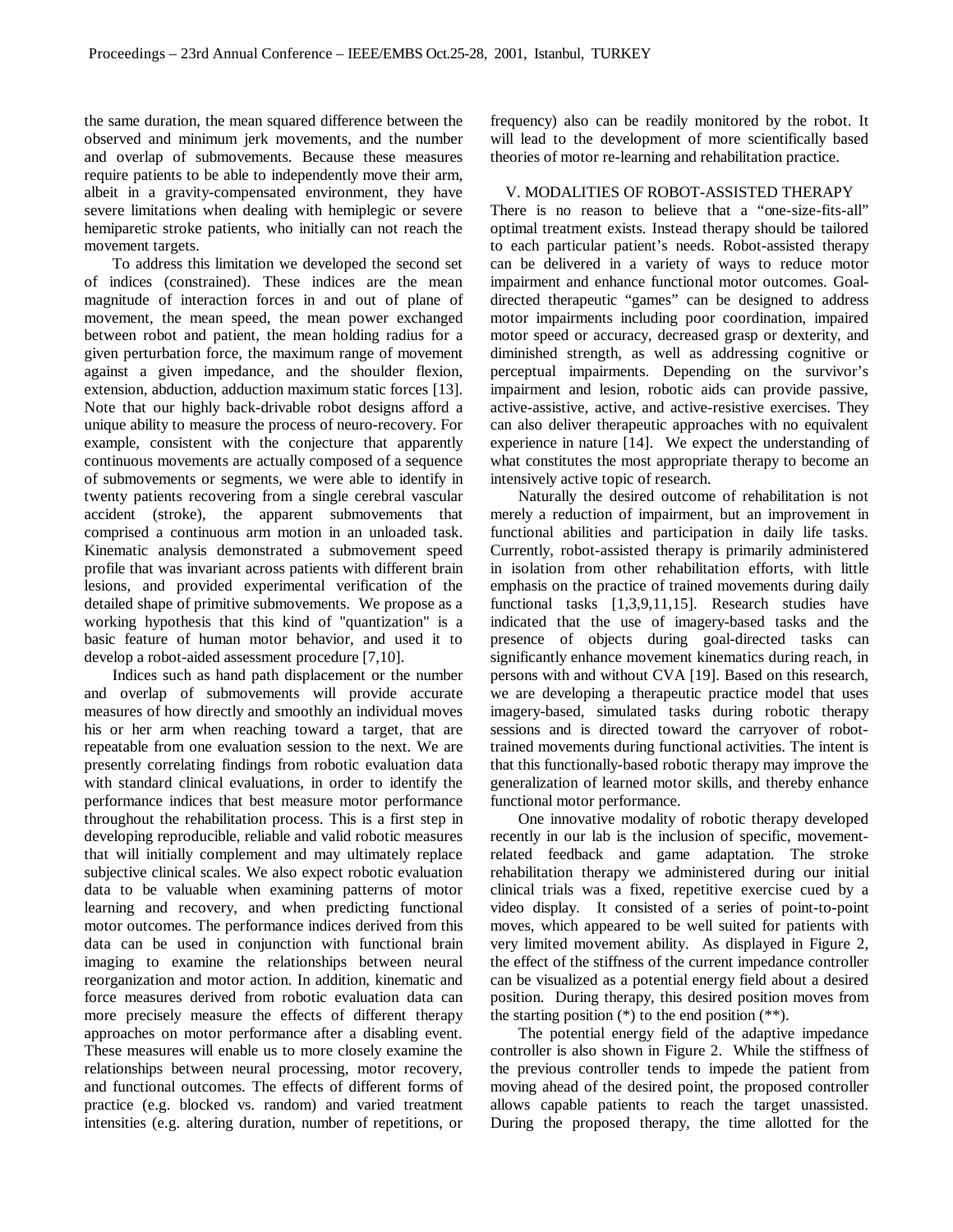the same duration, the mean squared difference between the observed and minimum jerk movements, and the number and overlap of submovements. Because these measures require patients to be able to independently move their arm, albeit in a gravity-compensated environment, they have severe limitations when dealing with hemiplegic or severe hemiparetic stroke patients, who initially can not reach the movement targets.

To address this limitation we developed the second set of indices (constrained). These indices are the mean magnitude of interaction forces in and out of plane of movement, the mean speed, the mean power exchanged between robot and patient, the mean holding radius for a given perturbation force, the maximum range of movement against a given impedance, and the shoulder flexion, extension, abduction, adduction maximum static forces [13]. Note that our highly back-drivable robot designs afford a unique ability to measure the process of neuro-recovery. For example, consistent with the conjecture that apparently continuous movements are actually composed of a sequence of submovements or segments, we were able to identify in twenty patients recovering from a single cerebral vascular accident (stroke), the apparent submovements that comprised a continuous arm motion in an unloaded task. Kinematic analysis demonstrated a submovement speed profile that was invariant across patients with different brain lesions, and provided experimental verification of the detailed shape of primitive submovements. We propose as a working hypothesis that this kind of "quantization" is a basic feature of human motor behavior, and used it to develop a robot-aided assessment procedure [7,10].

Indices such as hand path displacement or the number and overlap of submovements will provide accurate measures of how directly and smoothly an individual moves his or her arm when reaching toward a target, that are repeatable from one evaluation session to the next. We are presently correlating findings from robotic evaluation data with standard clinical evaluations, in order to identify the performance indices that best measure motor performance throughout the rehabilitation process. This is a first step in developing reproducible, reliable and valid robotic measures that will initially complement and may ultimately replace subjective clinical scales. We also expect robotic evaluation data to be valuable when examining patterns of motor learning and recovery, and when predicting functional motor outcomes. The performance indices derived from this data can be used in conjunction with functional brain imaging to examine the relationships between neural reorganization and motor action. In addition, kinematic and force measures derived from robotic evaluation data can more precisely measure the effects of different therapy approaches on motor performance after a disabling event. These measures will enable us to more closely examine the relationships between neural processing, motor recovery, and functional outcomes. The effects of different forms of practice (e.g. blocked vs. random) and varied treatment intensities (e.g. altering duration, number of repetitions, or frequency) also can be readily monitored by the robot. It will lead to the development of more scientifically based theories of motor re-learning and rehabilitation practice.

## V. MODALITIES OF ROBOT-ASSISTED THERAPY

There is no reason to believe that a "one-size-fits-all" optimal treatment exists. Instead therapy should be tailored to each particular patient's needs. Robot-assisted therapy can be delivered in a variety of ways to reduce motor impairment and enhance functional motor outcomes. Goal-directed therapeutic "games" can be designed to address motor impairments including poor coordination, impaired motor speed or accuracy, decreased grasp or dexterity, and diminished strength, as well as addressing cognitive or perceptual impairments. Depending on the survivor's impairment and lesion, robotic aids can provide passive, active-assistive, active, and active-resistive exercises. They can also deliver therapeutic approaches with no equivalent experience in nature [14]. We expect the understanding of what constitutes the most appropriate therapy to become an intensively active topic of research.

Naturally the desired outcome of rehabilitation is not merely a reduction of impairment, but an improvement in functional abilities and participation in daily life tasks. Currently, robot-assisted therapy is primarily administered in isolation from other rehabilitation efforts, with little emphasis on the practice of trained movements during daily functional tasks [1,3,9,11,15]. Research studies have indicated that the use of imagery-based tasks and the presence of objects during goal-directed tasks can significantly enhance movement kinematics during reach, in persons with and without CVA [19]. Based on this research, we are developing a therapeutic practice model that uses imagery-based, simulated tasks during robotic therapy sessions and is directed toward the carryover of robot-trained movements during functional activities. The intent is that this functionally-based robotic therapy may improve the generalization of learned motor skills, and thereby enhance functional motor performance.

One innovative modality of robotic therapy developed recently in our lab is the inclusion of specific, movement-related feedback and game adaptation. The stroke rehabilitation therapy we administered during our initial clinical trials was a fixed, repetitive exercise cued by a video display. It consisted of a series of point-to-point moves, which appeared to be well suited for patients with very limited movement ability. As displayed in Figure 2, the effect of the stiffness of the current impedance controller can be visualized as a potential energy field about a desired position. During therapy, this desired position moves from the starting position (*) to the end position (**).

The potential energy field of the adaptive impedance controller is also shown in Figure 2. While the stiffness of the previous controller tends to impede the patient from moving ahead of the desired point, the proposed controller allows capable patients to reach the target unassisted. During the proposed therapy, the time allotted for the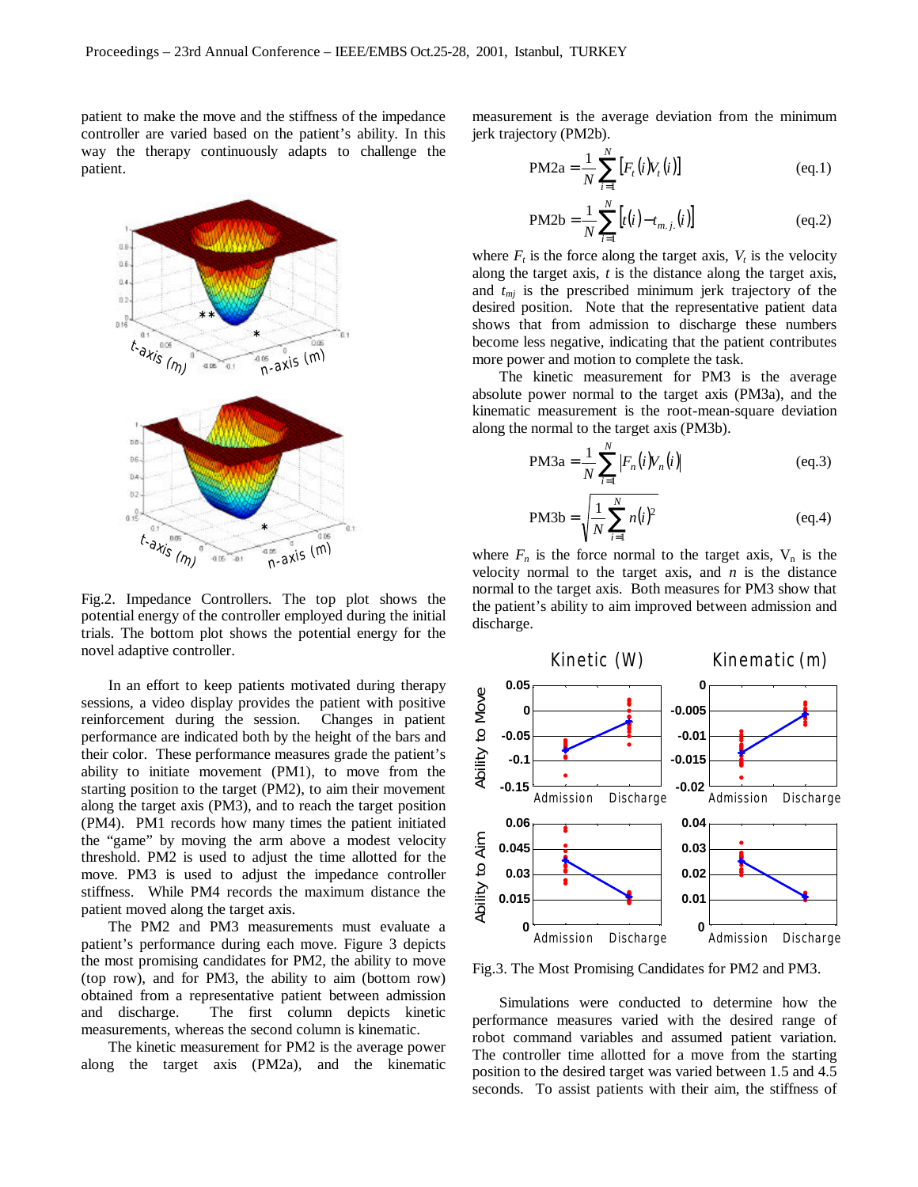patient to make the move and the stiffness of the impedance controller are varied based on the patient's ability. In this way the therapy continuously adapts to challenge the patient.

1
0.8
0.6
0.4
0.2
0
0.15
0.1
0.05
0
-0.05
-0.1
t-axis (m)
n-axis (m)
**
*

1
0.8
0.6
0.4
0.2
0
0.15
0.1
0.05
0
-0.05
-0.1
t-axis (m)
n-axis (m)
*

Fig.2. Impedance Controllers. The top plot shows the potential energy of the controller employed during the initial trials. The bottom plot shows the potential energy for the novel adaptive controller.

In an effort to keep patients motivated during therapy sessions, a video display provides the patient with positive reinforcement during the session. Changes in patient performance are indicated both by the height of the bars and their color. These performance measures grade the patient's ability to initiate movement (PM1), to move from the starting position to the target (PM2), to aim their movement along the target axis (PM3), and to reach the target position (PM4). PM1 records how many times the patient initiated the "game" by moving the arm above a modest velocity threshold. PM2 is used to adjust the time allotted for the move. PM3 is used to adjust the impedance controller stiffness. While PM4 records the maximum distance the patient moved along the target axis.

The PM2 and PM3 measurements must evaluate a patient's performance during each move. Figure 3 depicts the most promising candidates for PM2, the ability to move (top row), and for PM3, the ability to aim (bottom row) obtained from a representative patient between admission and discharge. The first column depicts kinetic measurements, whereas the second column is kinematic.

The kinetic measurement for PM2 is the average power along the target axis (PM2a), and the kinematic measurement is the average deviation from the minimum jerk trajectory (PM2b).

$$\text{PM2a} = \frac{1}{N}\sum_{i=1}^{N}\left[F_t(i)V_t(i)\right] \tag{eq.1}$$

$$\text{PM2b} = \frac{1}{N}\sum_{i=1}^{N}\left[t(i) - t_{m.j.}(i)\right] \tag{eq.2}$$

where $F_t$ is the force along the target axis, $V_t$ is the velocity along the target axis, $t$ is the distance along the target axis, and $t_{mj}$ is the prescribed minimum jerk trajectory of the desired position. Note that the representative patient data shows that from admission to discharge these numbers become less negative, indicating that the patient contributes more power and motion to complete the task.

The kinetic measurement for PM3 is the average absolute power normal to the target axis (PM3a), and the kinematic measurement is the root-mean-square deviation along the normal to the target axis (PM3b).

$$\text{PM3a} = \frac{1}{N}\sum_{i=1}^{N}\left|F_n(i)V_n(i)\right| \tag{eq.3}$$

$$\text{PM3b} = \sqrt{\frac{1}{N}\sum_{i=1}^{N} n(i)^2} \tag{eq.4}$$

where $F_n$ is the force normal to the target axis, $V_n$ is the velocity normal to the target axis, and $n$ is the distance normal to the target axis. Both measures for PM3 show that the patient's ability to aim improved between admission and discharge.

Kinetic (W)
Kinematic (m)
Ability to Move
Ability to Aim
0.05
0
-0.05
-0.1
-0.15
Admission
Discharge
0
-0.005
-0.01
-0.015
-0.02
Admission
Discharge
0.06
0.045
0.03
0.015
0
Admission
Discharge
0.04
0.03
0.02
0.01
0
Admission
Discharge

Fig.3. The Most Promising Candidates for PM2 and PM3.

Simulations were conducted to determine how the performance measures varied with the desired range of robot command variables and assumed patient variation. The controller time allotted for a move from the starting position to the desired target was varied between 1.5 and 4.5 seconds. To assist patients with their aim, the stiffness of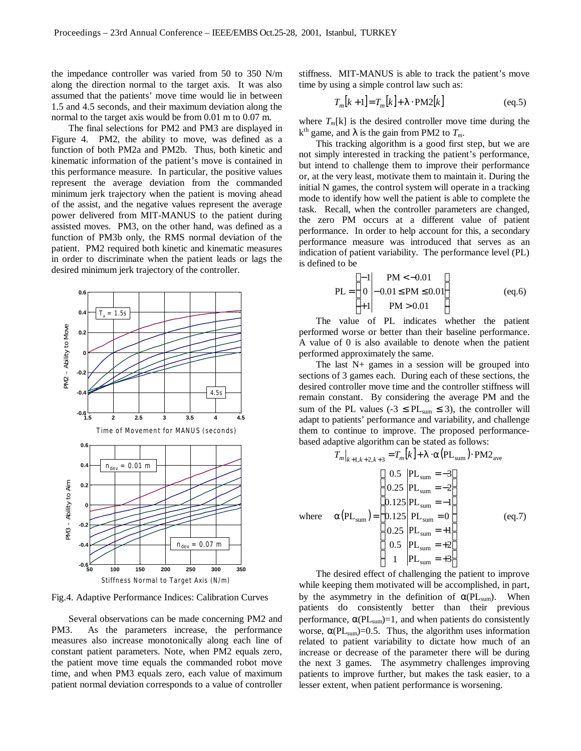the impedance controller was varied from 50 to 350 N/m along the direction normal to the target axis. It was also assumed that the patients' move time would lie in between 1.5 and 4.5 seconds, and their maximum deviation along the normal to the target axis would be from 0.01 m to 0.07 m.

The final selections for PM2 and PM3 are displayed in Figure 4. PM2, the ability to move, was defined as a function of both PM2a and PM2b. Thus, both kinetic and kinematic information of the patient's move is contained in this performance measure. In particular, the positive values represent the average deviation from the commanded minimum jerk trajectory when the patient is moving ahead of the assist, and the negative values represent the average power delivered from MIT-MANUS to the patient during assisted moves. PM3, on the other hand, was defined as a function of PM3b only, the RMS normal deviation of the patient. PM2 required both kinetic and kinematic measures in order to discriminate when the patient leads or lags the desired minimum jerk trajectory of the controller.

PM2 – Ability to Move

$T_a$ = 1.5s

4.5s

0.6
0.4
0.2
0
-0.2
-0.4
-0.6

1.5 2 2.5 3 3.5 4 4.5

Time of Movement for MANUS (seconds)

PM3 – Ability to Aim

$n_{dev}$ = 0.01 m

$n_{dev}$ = 0.07 m

0.6
0.4
0.2
0
-0.2
-0.4
-0.6

50 100 150 200 250 300 350

Stiffness Normal to Target Axis (N/m)

Fig.4. Adaptive Performance Indices: Calibration Curves

Several observations can be made concerning PM2 and PM3. As the parameters increase, the performance measures also increase monotonically along each line of constant patient parameters. Note, when PM2 equals zero, the patient move time equals the commanded robot move time, and when PM3 equals zero, each value of maximum patient normal deviation corresponds to a value of controller stiffness. MIT-MANUS is able to track the patient's move time by using a simple control law such as:

$$T_m[k+1] = T_m[k] + \lambda \cdot \mathrm{PM2}[k] \qquad \text{(eq.5)}$$

where $T_m[k]$ is the desired controller move time during the $k^{th}$ game, and $\lambda$ is the gain from PM2 to $T_m$.

This tracking algorithm is a good first step, but we are not simply interested in tracking the patient's performance, but intend to challenge them to improve their performance or, at the very least, motivate them to maintain it. During the initial N games, the control system will operate in a tracking mode to identify how well the patient is able to complete the task. Recall, when the controller parameters are changed, the zero PM occurs at a different value of patient performance. In order to help account for this, a secondary performance measure was introduced that serves as an indication of patient variability. The performance level (PL) is defined to be

$$\mathrm{PL} = \begin{cases} -1 & \mathrm{PM} < -0.01 \\ 0 & -0.01 \le \mathrm{PM} \le 0.01 \\ +1 & \mathrm{PM} > 0.01 \end{cases} \qquad \text{(eq.6)}$$

The value of PL indicates whether the patient performed worse or better than their baseline performance. A value of 0 is also available to denote when the patient performed approximately the same.

The last N+ games in a session will be grouped into sections of 3 games each. During each of these sections, the desired controller move time and the controller stiffness will remain constant. By considering the average PM and the sum of the PL values ($-3 \le \mathrm{PL}_{sum} \le 3$), the controller will adapt to patients' performance and variability, and challenge them to continue to improve. The proposed performance-based adaptive algorithm can be stated as follows:

$$T_m\big|_{k+1,k+2,k+3} = T_m[k] + \lambda \cdot \alpha(\mathrm{PL}_{sum}) \cdot \mathrm{PM2}_{ave}$$

$$\text{where} \quad \alpha(\mathrm{PL}_{sum}) = \begin{cases} 0.5 & \mathrm{PL}_{sum} = -3 \\ 0.25 & \mathrm{PL}_{sum} = -2 \\ 0.125 & \mathrm{PL}_{sum} = -1 \\ 0.125 & \mathrm{PL}_{sum} = 0 \\ 0.25 & \mathrm{PL}_{sum} = +1 \\ 0.5 & \mathrm{PL}_{sum} = +2 \\ 1 & \mathrm{PL}_{sum} = +3 \end{cases} \qquad \text{(eq.7)}$$

The desired effect of challenging the patient to improve while keeping them motivated will be accomplished, in part, by the asymmetry in the definition of $\alpha(\mathrm{PL}_{sum})$. When patients do consistently better than their previous performance, $\alpha(\mathrm{PL}_{sum})=1$, and when patients do consistently worse, $\alpha(\mathrm{PL}_{sum})=0.5$. Thus, the algorithm uses information related to patient variability to dictate how much of an increase or decrease of the parameter there will be during the next 3 games. The asymmetry challenges improving patients to improve further, but makes the task easier, to a lesser extent, when patient performance is worsening.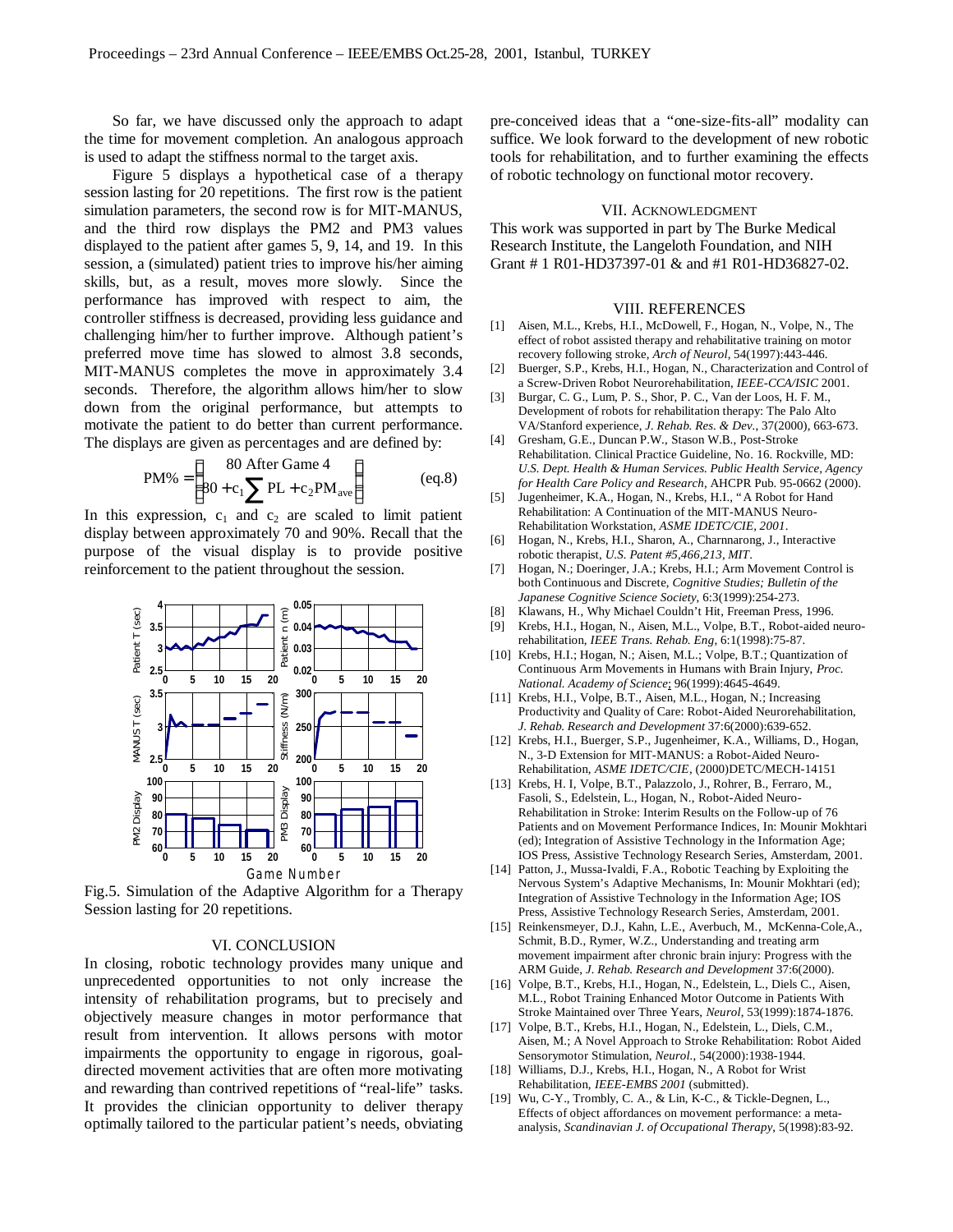So far, we have discussed only the approach to adapt the time for movement completion. An analogous approach is used to adapt the stiffness normal to the target axis.

Figure 5 displays a hypothetical case of a therapy session lasting for 20 repetitions. The first row is the patient simulation parameters, the second row is for MIT-MANUS, and the third row displays the PM2 and PM3 values displayed to the patient after games 5, 9, 14, and 19. In this session, a (simulated) patient tries to improve his/her aiming skills, but, as a result, moves more slowly. Since the performance has improved with respect to aim, the controller stiffness is decreased, providing less guidance and challenging him/her to further improve. Although patient's preferred move time has slowed to almost 3.8 seconds, MIT-MANUS completes the move in approximately 3.4 seconds. Therefore, the algorithm allows him/her to slow down from the original performance, but attempts to motivate the patient to do better than current performance. The displays are given as percentages and are defined by:

$$\text{PM\%} = \begin{cases} 80 & \text{After Game 4} \\ 80 + c_1 \sum \text{PL} + c_2 \text{PM}_{\text{ave}} & \end{cases} \qquad \text{(eq.8)}$$

In this expression, $c_1$ and $c_2$ are scaled to limit patient display between approximately 70 and 90%. Recall that the purpose of the visual display is to provide positive reinforcement to the patient throughout the session.

Patient T (sec)
Patient n (m)
MANUS T (sec)
Stiffness (N/m)
PM2 Display
PM3 Display
Game Number

Fig.5. Simulation of the Adaptive Algorithm for a Therapy Session lasting for 20 repetitions.

## VI. CONCLUSION

In closing, robotic technology provides many unique and unprecedented opportunities to not only increase the intensity of rehabilitation programs, but to precisely and objectively measure changes in motor performance that result from intervention. It allows persons with motor impairments the opportunity to engage in rigorous, goal-directed movement activities that are often more motivating and rewarding than contrived repetitions of "real-life" tasks. It provides the clinician opportunity to deliver therapy optimally tailored to the particular patient's needs, obviating pre-conceived ideas that a "one-size-fits-all" modality can suffice. We look forward to the development of new robotic tools for rehabilitation, and to further examining the effects of robotic technology on functional motor recovery.

## VII. ACKNOWLEDGMENT

This work was supported in part by The Burke Medical Research Institute, the Langeloth Foundation, and NIH Grant # 1 R01-HD37397-01 & and #1 R01-HD36827-02.

## VIII. REFERENCES

[1] Aisen, M.L., Krebs, H.I., McDowell, F., Hogan, N., Volpe, N., The effect of robot assisted therapy and rehabilitative training on motor recovery following stroke, *Arch of Neurol*, 54(1997):443-446.

[2] Buerger, S.P., Krebs, H.I., Hogan, N., Characterization and Control of a Screw-Driven Robot Neurorehabilitation, *IEEE-CCA/ISIC* 2001.

[3] Burgar, C. G., Lum, P. S., Shor, P. C., Van der Loos, H. F. M., Development of robots for rehabilitation therapy: The Palo Alto VA/Stanford experience, *J. Rehab. Res. & Dev.*, 37(2000), 663-673.

[4] Gresham, G.E., Duncan P.W., Stason W.B., Post-Stroke Rehabilitation. Clinical Practice Guideline, No. 16. Rockville, MD: *U.S. Dept. Health & Human Services. Public Health Service, Agency for Health Care Policy and Research*, AHCPR Pub. 95-0662 (2000).

[5] Jugenheimer, K.A., Hogan, N., Krebs, H.I., "A Robot for Hand Rehabilitation: A Continuation of the MIT-MANUS Neuro-Rehabilitation Workstation, *ASME IDETC/CIE, 2001*.

[6] Hogan, N., Krebs, H.I., Sharon, A., Charnnarong, J., Interactive robotic therapist, *U.S. Patent #5,466,213, MIT*.

[7] Hogan, N.; Doeringer, J.A.; Krebs, H.I.; Arm Movement Control is both Continuous and Discrete, *Cognitive Studies; Bulletin of the Japanese Cognitive Science Society*, 6:3(1999):254-273.

[8] Klawans, H., Why Michael Couldn't Hit, Freeman Press, 1996.

[9] Krebs, H.I., Hogan, N., Aisen, M.L., Volpe, B.T., Robot-aided neuro-rehabilitation, *IEEE Trans. Rehab. Eng*, 6:1(1998):75-87.

[10] Krebs, H.I.; Hogan, N.; Aisen, M.L.; Volpe, B.T.; Quantization of Continuous Arm Movements in Humans with Brain Injury, *Proc. National. Academy of Science*; 96(1999):4645-4649.

[11] Krebs, H.I., Volpe, B.T., Aisen, M.L., Hogan, N.; Increasing Productivity and Quality of Care: Robot-Aided Neurorehabilitation, *J. Rehab. Research and Development* 37:6(2000):639-652.

[12] Krebs, H.I., Buerger, S.P., Jugenheimer, K.A., Williams, D., Hogan, N., 3-D Extension for MIT-MANUS: a Robot-Aided Neuro-Rehabilitation, *ASME IDETC/CIE*, (2000)DETC/MECH-14151

[13] Krebs, H. I, Volpe, B.T., Palazzolo, J., Rohrer, B., Ferraro, M., Fasoli, S., Edelstein, L., Hogan, N., Robot-Aided Neuro-Rehabilitation in Stroke: Interim Results on the Follow-up of 76 Patients and on Movement Performance Indices, In: Mounir Mokhtari (ed); Integration of Assistive Technology in the Information Age; IOS Press, Assistive Technology Research Series, Amsterdam, 2001.

[14] Patton, J., Mussa-Ivaldi, F.A., Robotic Teaching by Exploiting the Nervous System's Adaptive Mechanisms, In: Mounir Mokhtari (ed); Integration of Assistive Technology in the Information Age; IOS Press, Assistive Technology Research Series, Amsterdam, 2001.

[15] Reinkensmeyer, D.J., Kahn, L.E., Averbuch, M., McKenna-Cole,A., Schmit, B.D., Rymer, W.Z., Understanding and treating arm movement impairment after chronic brain injury: Progress with the ARM Guide, *J. Rehab. Research and Development* 37:6(2000).

[16] Volpe, B.T., Krebs, H.I., Hogan, N., Edelstein, L., Diels C., Aisen, M.L., Robot Training Enhanced Motor Outcome in Patients With Stroke Maintained over Three Years, *Neurol*, 53(1999):1874-1876.

[17] Volpe, B.T., Krebs, H.I., Hogan, N., Edelstein, L., Diels, C.M., Aisen, M.; A Novel Approach to Stroke Rehabilitation: Robot Aided Sensorymotor Stimulation, *Neurol.*, 54(2000):1938-1944.

[18] Williams, D.J., Krebs, H.I., Hogan, N., A Robot for Wrist Rehabilitation, *IEEE-EMBS 2001* (submitted).

[19] Wu, C-Y., Trombly, C. A., & Lin, K-C., & Tickle-Degnen, L., Effects of object affordances on movement performance: a meta-analysis, *Scandinavian J. of Occupational Therapy*, 5(1998):83-92.